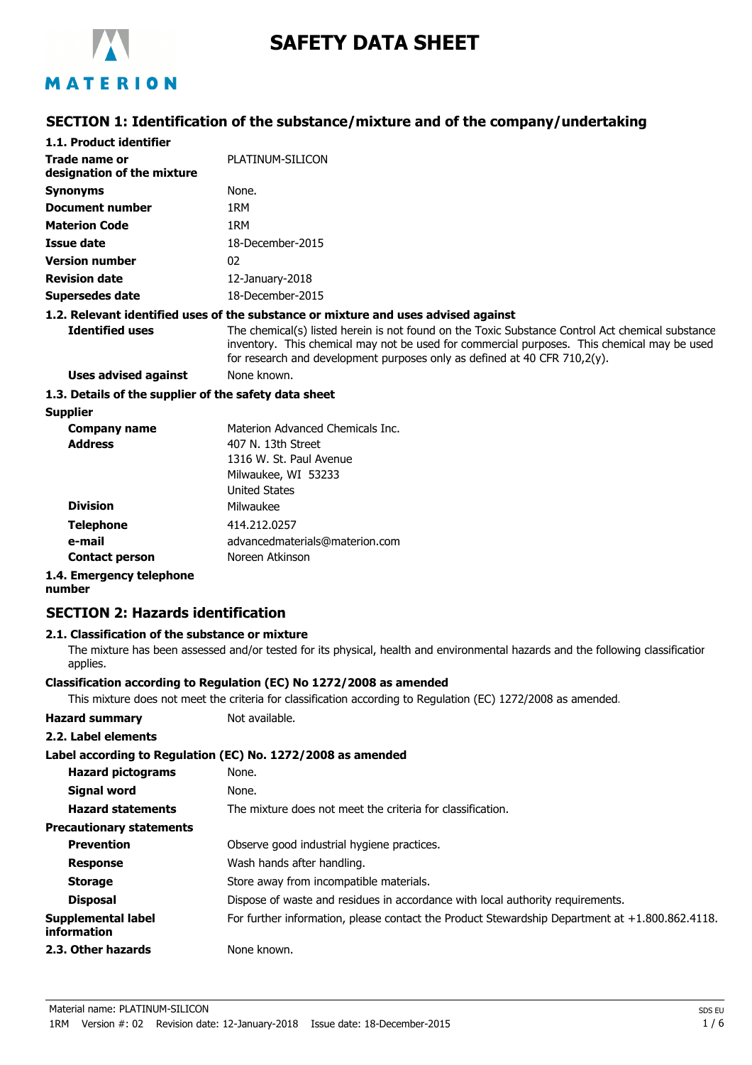MATERION

# SAFETY DATA SHEET

## SECTION 1: Identification of the substance/mixture and of the company/undertaking

### 1.1. Product identifier

| | |
|---|---|
| **Trade name or designation of the mixture** | PLATINUM-SILICON |
| **Synonyms** | None. |
| **Document number** | 1RM |
| **Materion Code** | 1RM |
| **Issue date** | 18-December-2015 |
| **Version number** | 02 |
| **Revision date** | 12-January-2018 |
| **Supersedes date** | 18-December-2015 |

### 1.2. Relevant identified uses of the substance or mixture and uses advised against

| | |
|---|---|
| **Identified uses** | The chemical(s) listed herein is not found on the Toxic Substance Control Act chemical substance inventory. This chemical may not be used for commercial purposes. This chemical may be used for research and development purposes only as defined at 40 CFR 710,2(y). |
| **Uses advised against** | None known. |

### 1.3. Details of the supplier of the safety data sheet

**Supplier**

| | |
|---|---|
| **Company name** | Materion Advanced Chemicals Inc. |
| **Address** | 407 N. 13th Street<br>1316 W. St. Paul Avenue<br>Milwaukee, WI 53233<br>United States |
| **Division** | Milwaukee |
| **Telephone** | 414.212.0257 |
| **e-mail** | advancedmaterials@materion.com |
| **Contact person** | Noreen Atkinson |

### 1.4. Emergency telephone number

## SECTION 2: Hazards identification

### 2.1. Classification of the substance or mixture

The mixture has been assessed and/or tested for its physical, health and environmental hazards and the following classification applies.

**Classification according to Regulation (EC) No 1272/2008 as amended**

This mixture does not meet the criteria for classification according to Regulation (EC) 1272/2008 as amended.

| | |
|---|---|
| **Hazard summary** | Not available. |

### 2.2. Label elements

**Label according to Regulation (EC) No. 1272/2008 as amended**

| | |
|---|---|
| **Hazard pictograms** | None. |
| **Signal word** | None. |
| **Hazard statements** | The mixture does not meet the criteria for classification. |

**Precautionary statements**

| | |
|---|---|
| **Prevention** | Observe good industrial hygiene practices. |
| **Response** | Wash hands after handling. |
| **Storage** | Store away from incompatible materials. |
| **Disposal** | Dispose of waste and residues in accordance with local authority requirements. |
| **Supplemental label information** | For further information, please contact the Product Stewardship Department at +1.800.862.4118. |

### 2.3. Other hazards

None known.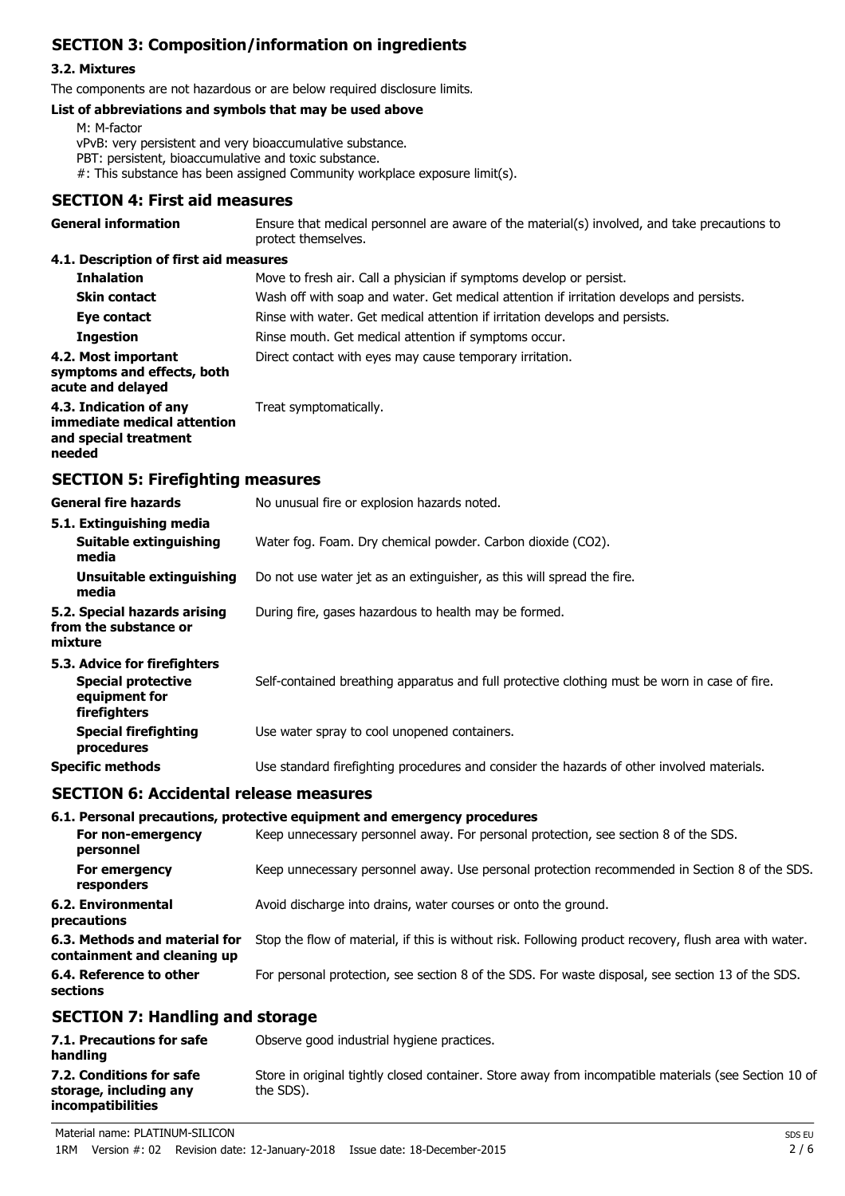## SECTION 3: Composition/information on ingredients

### 3.2. Mixtures

The components are not hazardous or are below required disclosure limits.

**List of abbreviations and symbols that may be used above**

M: M-factor
vPvB: very persistent and very bioaccumulative substance.
PBT: persistent, bioaccumulative and toxic substance.
#: This substance has been assigned Community workplace exposure limit(s).

## SECTION 4: First aid measures

| | |
|---|---|
| **General information** | Ensure that medical personnel are aware of the material(s) involved, and take precautions to protect themselves. |
| **4.1. Description of first aid measures** | |
| **Inhalation** | Move to fresh air. Call a physician if symptoms develop or persist. |
| **Skin contact** | Wash off with soap and water. Get medical attention if irritation develops and persists. |
| **Eye contact** | Rinse with water. Get medical attention if irritation develops and persists. |
| **Ingestion** | Rinse mouth. Get medical attention if symptoms occur. |
| **4.2. Most important symptoms and effects, both acute and delayed** | Direct contact with eyes may cause temporary irritation. |
| **4.3. Indication of any immediate medical attention and special treatment needed** | Treat symptomatically. |

## SECTION 5: Firefighting measures

| | |
|---|---|
| **General fire hazards** | No unusual fire or explosion hazards noted. |
| **5.1. Extinguishing media** | |
| **Suitable extinguishing media** | Water fog. Foam. Dry chemical powder. Carbon dioxide ($CO_2$). |
| **Unsuitable extinguishing media** | Do not use water jet as an extinguisher, as this will spread the fire. |
| **5.2. Special hazards arising from the substance or mixture** | During fire, gases hazardous to health may be formed. |
| **5.3. Advice for firefighters** | |
| **Special protective equipment for firefighters** | Self-contained breathing apparatus and full protective clothing must be worn in case of fire. |
| **Special firefighting procedures** | Use water spray to cool unopened containers. |
| **Specific methods** | Use standard firefighting procedures and consider the hazards of other involved materials. |

## SECTION 6: Accidental release measures

| | |
|---|---|
| **6.1. Personal precautions, protective equipment and emergency procedures** | |
| **For non-emergency personnel** | Keep unnecessary personnel away. For personal protection, see section 8 of the SDS. |
| **For emergency responders** | Keep unnecessary personnel away. Use personal protection recommended in Section 8 of the SDS. |
| **6.2. Environmental precautions** | Avoid discharge into drains, water courses or onto the ground. |
| **6.3. Methods and material for containment and cleaning up** | Stop the flow of material, if this is without risk. Following product recovery, flush area with water. |
| **6.4. Reference to other sections** | For personal protection, see section 8 of the SDS. For waste disposal, see section 13 of the SDS. |

## SECTION 7: Handling and storage

| | |
|---|---|
| **7.1. Precautions for safe handling** | Observe good industrial hygiene practices. |
| **7.2. Conditions for safe storage, including any incompatibilities** | Store in original tightly closed container. Store away from incompatible materials (see Section 10 of the SDS). |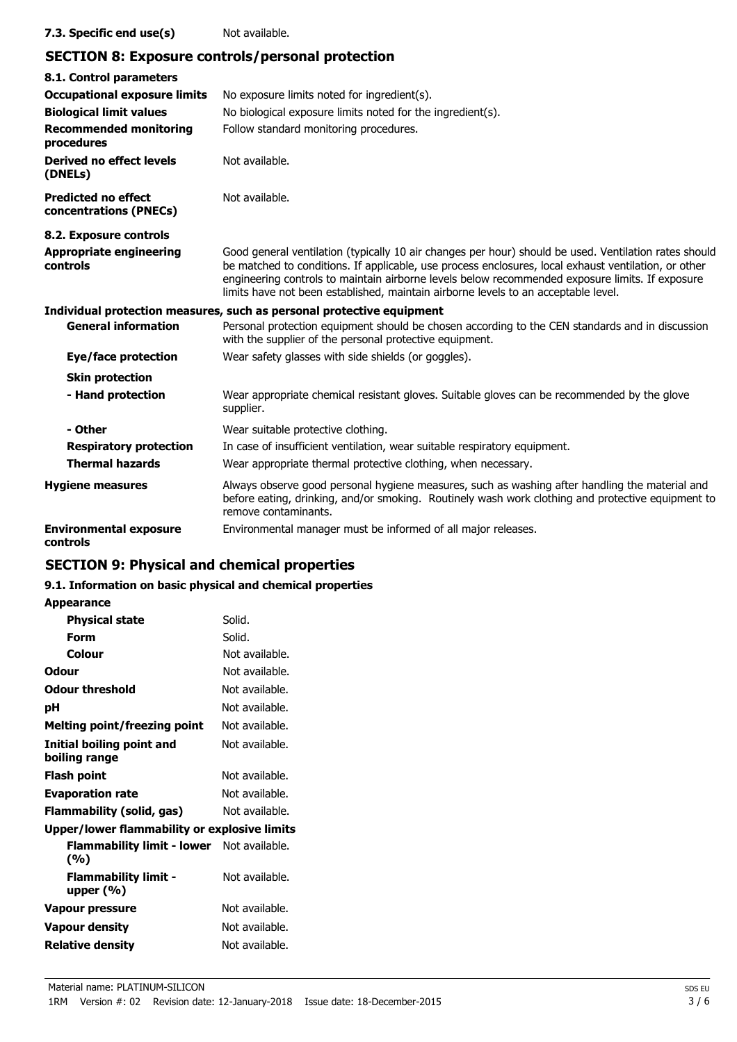**7.3. Specific end use(s)** Not available.

## SECTION 8: Exposure controls/personal protection

### 8.1. Control parameters

| | |
|---|---|
| **Occupational exposure limits** | No exposure limits noted for ingredient(s). |
| **Biological limit values** | No biological exposure limits noted for the ingredient(s). |
| **Recommended monitoring procedures** | Follow standard monitoring procedures. |
| **Derived no effect levels (DNELs)** | Not available. |
| **Predicted no effect concentrations (PNECs)** | Not available. |

### 8.2. Exposure controls

| | |
|---|---|
| **Appropriate engineering controls** | Good general ventilation (typically 10 air changes per hour) should be used. Ventilation rates should be matched to conditions. If applicable, use process enclosures, local exhaust ventilation, or other engineering controls to maintain airborne levels below recommended exposure limits. If exposure limits have not been established, maintain airborne levels to an acceptable level. |

**Individual protection measures, such as personal protective equipment**

| | |
|---|---|
| **General information** | Personal protection equipment should be chosen according to the CEN standards and in discussion with the supplier of the personal protective equipment. |
| **Eye/face protection** | Wear safety glasses with side shields (or goggles). |
| **Skin protection** | |
| **- Hand protection** | Wear appropriate chemical resistant gloves. Suitable gloves can be recommended by the glove supplier. |
| **- Other** | Wear suitable protective clothing. |
| **Respiratory protection** | In case of insufficient ventilation, wear suitable respiratory equipment. |
| **Thermal hazards** | Wear appropriate thermal protective clothing, when necessary. |
| **Hygiene measures** | Always observe good personal hygiene measures, such as washing after handling the material and before eating, drinking, and/or smoking. Routinely wash work clothing and protective equipment to remove contaminants. |
| **Environmental exposure controls** | Environmental manager must be informed of all major releases. |

## SECTION 9: Physical and chemical properties

### 9.1. Information on basic physical and chemical properties

| | |
|---|---|
| **Appearance** | |
| **Physical state** | Solid. |
| **Form** | Solid. |
| **Colour** | Not available. |
| **Odour** | Not available. |
| **Odour threshold** | Not available. |
| **pH** | Not available. |
| **Melting point/freezing point** | Not available. |
| **Initial boiling point and boiling range** | Not available. |
| **Flash point** | Not available. |
| **Evaporation rate** | Not available. |
| **Flammability (solid, gas)** | Not available. |
| **Upper/lower flammability or explosive limits** | |
| **Flammability limit - lower (%)** | Not available. |
| **Flammability limit - upper (%)** | Not available. |
| **Vapour pressure** | Not available. |
| **Vapour density** | Not available. |
| **Relative density** | Not available. |

Material name: PLATINUM-SILICON
1RM Version #: 02 Revision date: 12-January-2018 Issue date: 18-December-2015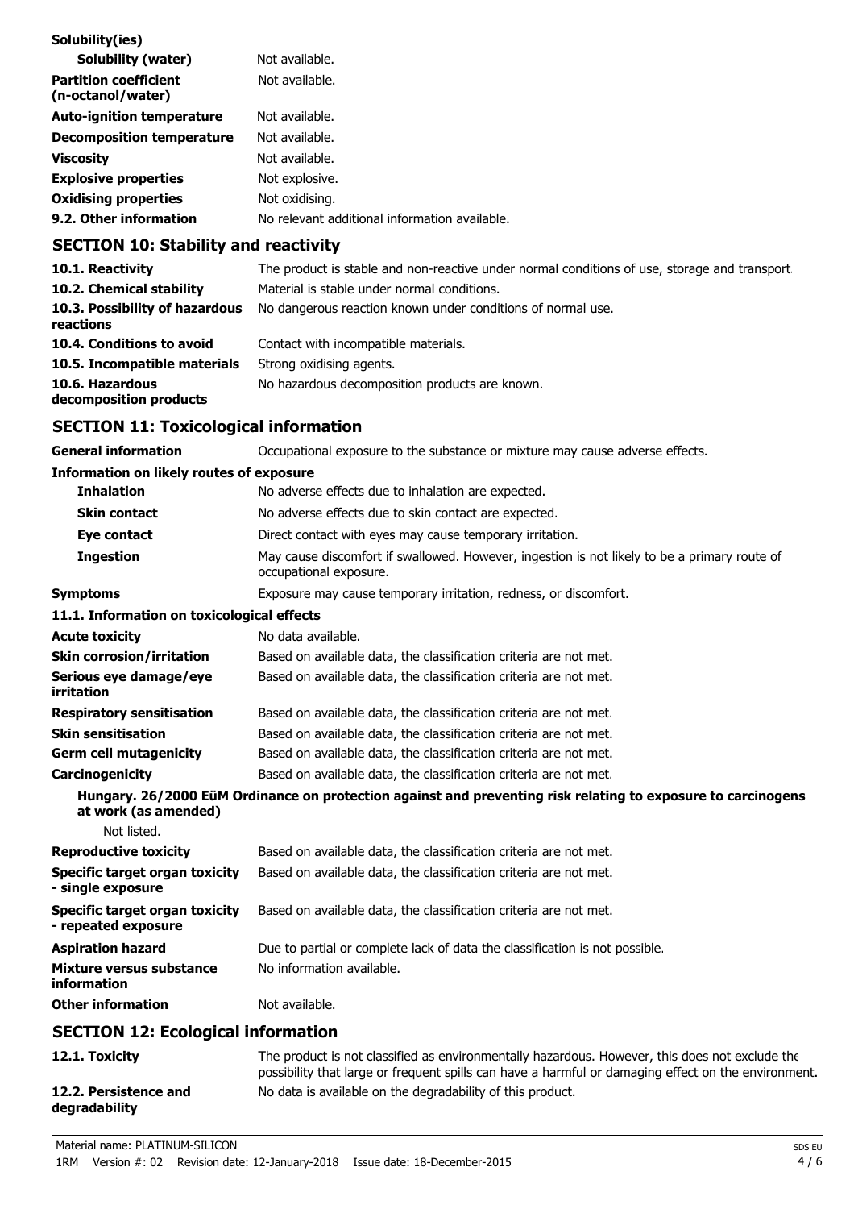**Solubility(ies)**

| | |
|---|---|
| **Solubility (water)** | Not available. |
| **Partition coefficient (n-octanol/water)** | Not available. |
| **Auto-ignition temperature** | Not available. |
| **Decomposition temperature** | Not available. |
| **Viscosity** | Not available. |
| **Explosive properties** | Not explosive. |
| **Oxidising properties** | Not oxidising. |
| **9.2. Other information** | No relevant additional information available. |

## SECTION 10: Stability and reactivity

| | |
|---|---|
| **10.1. Reactivity** | The product is stable and non-reactive under normal conditions of use, storage and transport. |
| **10.2. Chemical stability** | Material is stable under normal conditions. |
| **10.3. Possibility of hazardous reactions** | No dangerous reaction known under conditions of normal use. |
| **10.4. Conditions to avoid** | Contact with incompatible materials. |
| **10.5. Incompatible materials** | Strong oxidising agents. |
| **10.6. Hazardous decomposition products** | No hazardous decomposition products are known. |

## SECTION 11: Toxicological information

| | |
|---|---|
| **General information** | Occupational exposure to the substance or mixture may cause adverse effects. |

**Information on likely routes of exposure**

| | |
|---|---|
| **Inhalation** | No adverse effects due to inhalation are expected. |
| **Skin contact** | No adverse effects due to skin contact are expected. |
| **Eye contact** | Direct contact with eyes may cause temporary irritation. |
| **Ingestion** | May cause discomfort if swallowed. However, ingestion is not likely to be a primary route of occupational exposure. |
| **Symptoms** | Exposure may cause temporary irritation, redness, or discomfort. |

**11.1. Information on toxicological effects**

| | |
|---|---|
| **Acute toxicity** | No data available. |
| **Skin corrosion/irritation** | Based on available data, the classification criteria are not met. |
| **Serious eye damage/eye irritation** | Based on available data, the classification criteria are not met. |
| **Respiratory sensitisation** | Based on available data, the classification criteria are not met. |
| **Skin sensitisation** | Based on available data, the classification criteria are not met. |
| **Germ cell mutagenicity** | Based on available data, the classification criteria are not met. |
| **Carcinogenicity** | Based on available data, the classification criteria are not met. |

**Hungary. 26/2000 EüM Ordinance on protection against and preventing risk relating to exposure to carcinogens at work (as amended)**

Not listed.

| | |
|---|---|
| **Reproductive toxicity** | Based on available data, the classification criteria are not met. |
| **Specific target organ toxicity - single exposure** | Based on available data, the classification criteria are not met. |
| **Specific target organ toxicity - repeated exposure** | Based on available data, the classification criteria are not met. |
| **Aspiration hazard** | Due to partial or complete lack of data the classification is not possible. |
| **Mixture versus substance information** | No information available. |
| **Other information** | Not available. |

## SECTION 12: Ecological information

| | |
|---|---|
| **12.1. Toxicity** | The product is not classified as environmentally hazardous. However, this does not exclude the possibility that large or frequent spills can have a harmful or damaging effect on the environment. |
| **12.2. Persistence and degradability** | No data is available on the degradability of this product. |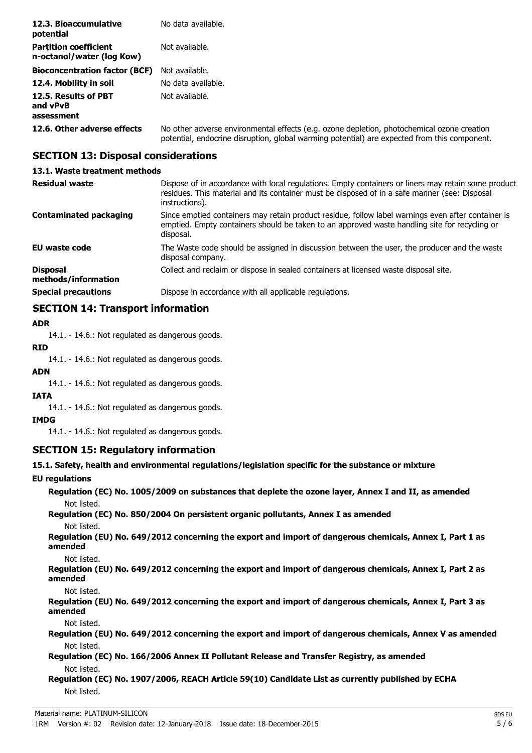| | |
|---|---|
| **12.3. Bioaccumulative potential** | No data available. |
| **Partition coefficient n-octanol/water (log Kow)** | Not available. |
| **Bioconcentration factor (BCF)** | Not available. |
| **12.4. Mobility in soil** | No data available. |
| **12.5. Results of PBT and vPvB assessment** | Not available. |
| **12.6. Other adverse effects** | No other adverse environmental effects (e.g. ozone depletion, photochemical ozone creation potential, endocrine disruption, global warming potential) are expected from this component. |

## SECTION 13: Disposal considerations

### 13.1. Waste treatment methods

| | |
|---|---|
| **Residual waste** | Dispose of in accordance with local regulations. Empty containers or liners may retain some product residues. This material and its container must be disposed of in a safe manner (see: Disposal instructions). |
| **Contaminated packaging** | Since emptied containers may retain product residue, follow label warnings even after container is emptied. Empty containers should be taken to an approved waste handling site for recycling or disposal. |
| **EU waste code** | The Waste code should be assigned in discussion between the user, the producer and the waste disposal company. |
| **Disposal methods/information** | Collect and reclaim or dispose in sealed containers at licensed waste disposal site. |
| **Special precautions** | Dispose in accordance with all applicable regulations. |

## SECTION 14: Transport information

**ADR**

14.1. - 14.6.: Not regulated as dangerous goods.

**RID**

14.1. - 14.6.: Not regulated as dangerous goods.

**ADN**

14.1. - 14.6.: Not regulated as dangerous goods.

**IATA**

14.1. - 14.6.: Not regulated as dangerous goods.

**IMDG**

14.1. - 14.6.: Not regulated as dangerous goods.

## SECTION 15: Regulatory information

### 15.1. Safety, health and environmental regulations/legislation specific for the substance or mixture

**EU regulations**

**Regulation (EC) No. 1005/2009 on substances that deplete the ozone layer, Annex I and II, as amended**

Not listed.

**Regulation (EC) No. 850/2004 On persistent organic pollutants, Annex I as amended**

Not listed.

**Regulation (EU) No. 649/2012 concerning the export and import of dangerous chemicals, Annex I, Part 1 as amended**

Not listed.

**Regulation (EU) No. 649/2012 concerning the export and import of dangerous chemicals, Annex I, Part 2 as amended**

Not listed.

**Regulation (EU) No. 649/2012 concerning the export and import of dangerous chemicals, Annex I, Part 3 as amended**

Not listed.

**Regulation (EU) No. 649/2012 concerning the export and import of dangerous chemicals, Annex V as amended**

Not listed.

**Regulation (EC) No. 166/2006 Annex II Pollutant Release and Transfer Registry, as amended**

Not listed.

**Regulation (EC) No. 1907/2006, REACH Article 59(10) Candidate List as currently published by ECHA**

Not listed.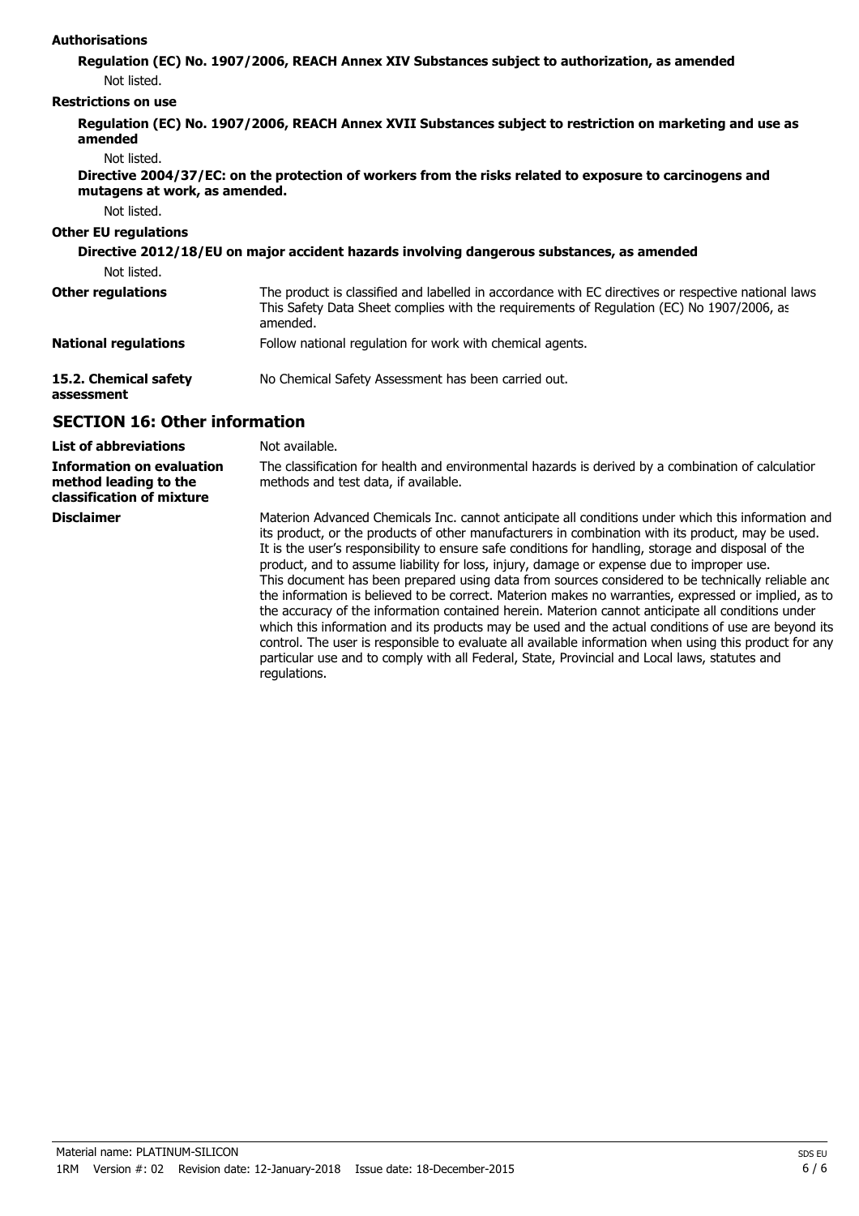**Authorisations**

**Regulation (EC) No. 1907/2006, REACH Annex XIV Substances subject to authorization, as amended**

Not listed.

**Restrictions on use**

**Regulation (EC) No. 1907/2006, REACH Annex XVII Substances subject to restriction on marketing and use as amended**

Not listed.

**Directive 2004/37/EC: on the protection of workers from the risks related to exposure to carcinogens and mutagens at work, as amended.**

Not listed.

**Other EU regulations**

**Directive 2012/18/EU on major accident hazards involving dangerous substances, as amended**

Not listed.

**Other regulations** The product is classified and labelled in accordance with EC directives or respective national laws. This Safety Data Sheet complies with the requirements of Regulation (EC) No 1907/2006, as amended.

**National regulations** Follow national regulation for work with chemical agents.

**15.2. Chemical safety assessment** No Chemical Safety Assessment has been carried out.

## SECTION 16: Other information

**List of abbreviations** Not available.

**Information on evaluation method leading to the classification of mixture** The classification for health and environmental hazards is derived by a combination of calculation methods and test data, if available.

**Disclaimer** Materion Advanced Chemicals Inc. cannot anticipate all conditions under which this information and its product, or the products of other manufacturers in combination with its product, may be used. It is the user's responsibility to ensure safe conditions for handling, storage and disposal of the product, and to assume liability for loss, injury, damage or expense due to improper use. This document has been prepared using data from sources considered to be technically reliable and the information is believed to be correct. Materion makes no warranties, expressed or implied, as to the accuracy of the information contained herein. Materion cannot anticipate all conditions under which this information and its products may be used and the actual conditions of use are beyond its control. The user is responsible to evaluate all available information when using this product for any particular use and to comply with all Federal, State, Provincial and Local laws, statutes and regulations.